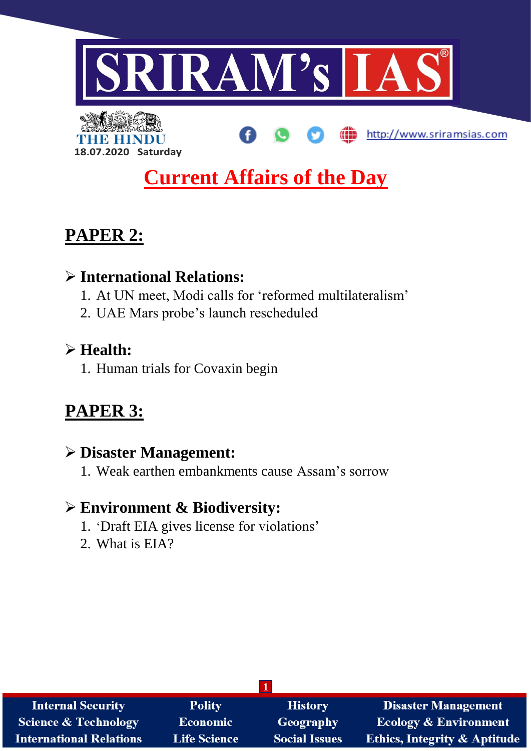# SRIRAM's IAS

THE HINDU

18.07.2020 Saturday

http://www.sriramsias.com

# Current Affairs of the Day

## PAPER 2:

### International Relations:

1. At UN meet, Modi calls for 'reformed multilateralism'
2. UAE Mars probe's launch rescheduled

### Health:

1. Human trials for Covaxin begin

## PAPER 3:

### Disaster Management:

1. Weak earthen embankments cause Assam's sorrow

### Environment & Biodiversity:

1. 'Draft EIA gives license for violations'
2. What is EIA?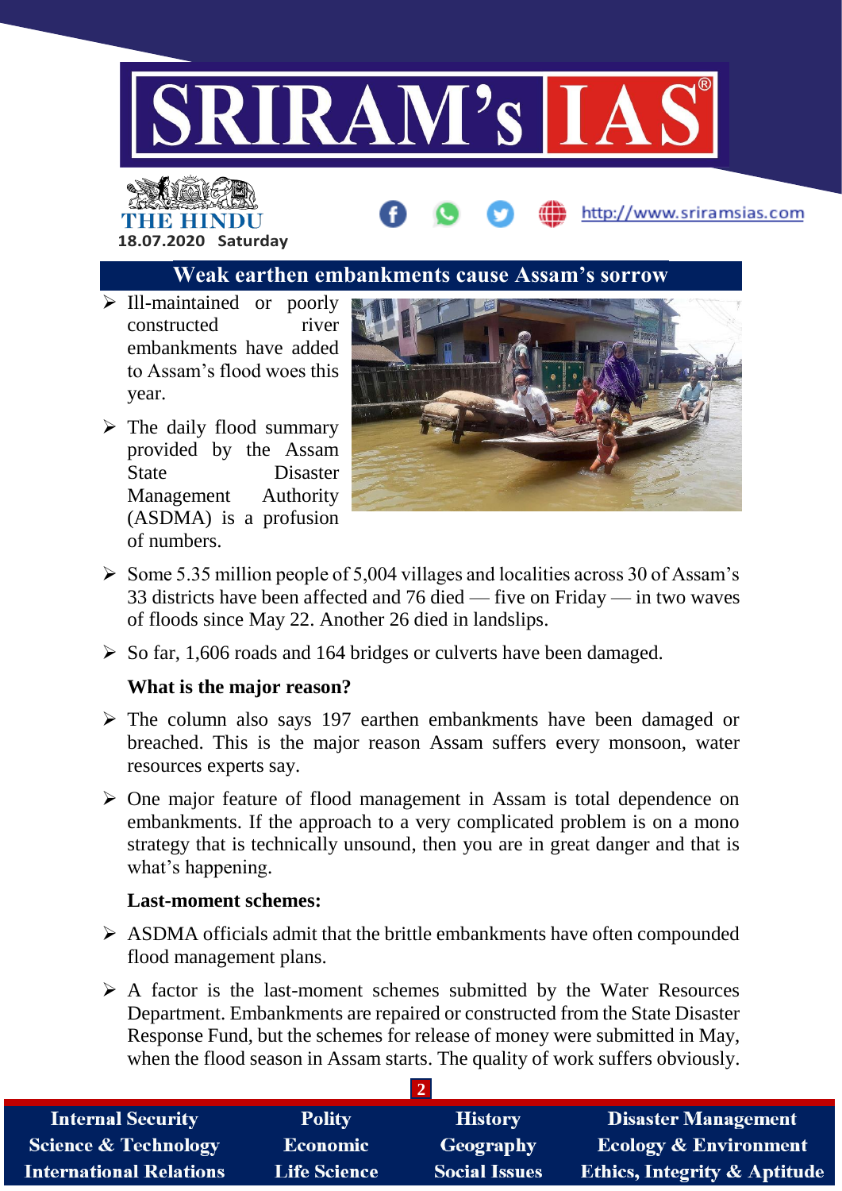## Weak earthen embankments cause Assam's sorrow

- Ill-maintained or poorly constructed river embankments have added to Assam's flood woes this year.
- The daily flood summary provided by the Assam State Disaster Management Authority (ASDMA) is a profusion of numbers.
- Some 5.35 million people of 5,004 villages and localities across 30 of Assam's 33 districts have been affected and 76 died — five on Friday — in two waves of floods since May 22. Another 26 died in landslips.
- So far, 1,606 roads and 164 bridges or culverts have been damaged.

**What is the major reason?**

- The column also says 197 earthen embankments have been damaged or breached. This is the major reason Assam suffers every monsoon, water resources experts say.
- One major feature of flood management in Assam is total dependence on embankments. If the approach to a very complicated problem is on a mono strategy that is technically unsound, then you are in great danger and that is what's happening.

**Last-moment schemes:**

- ASDMA officials admit that the brittle embankments have often compounded flood management plans.
- A factor is the last-moment schemes submitted by the Water Resources Department. Embankments are repaired or constructed from the State Disaster Response Fund, but the schemes for release of money were submitted in May, when the flood season in Assam starts. The quality of work suffers obviously.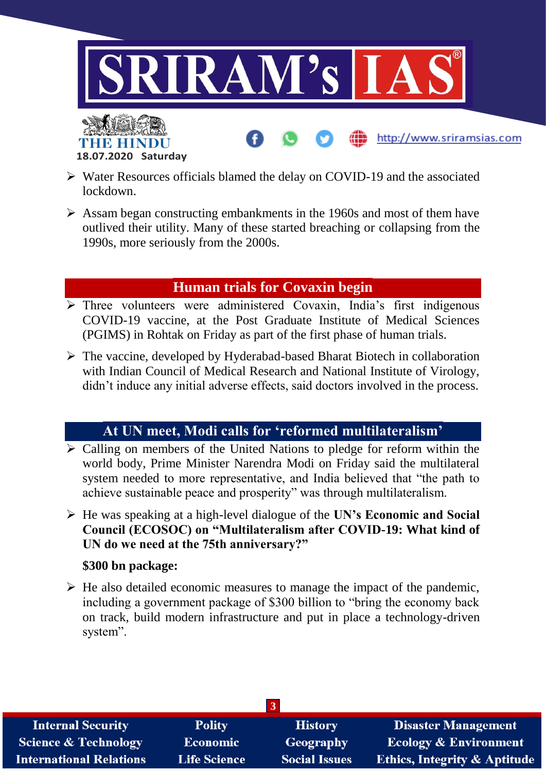- Water Resources officials blamed the delay on COVID-19 and the associated lockdown.
- Assam began constructing embankments in the 1960s and most of them have outlived their utility. Many of these started breaching or collapsing from the 1990s, more seriously from the 2000s.

## Human trials for Covaxin begin

- Three volunteers were administered Covaxin, India's first indigenous COVID-19 vaccine, at the Post Graduate Institute of Medical Sciences (PGIMS) in Rohtak on Friday as part of the first phase of human trials.
- The vaccine, developed by Hyderabad-based Bharat Biotech in collaboration with Indian Council of Medical Research and National Institute of Virology, didn't induce any initial adverse effects, said doctors involved in the process.

## At UN meet, Modi calls for 'reformed multilateralism'

- Calling on members of the United Nations to pledge for reform within the world body, Prime Minister Narendra Modi on Friday said the multilateral system needed to more representative, and India believed that "the path to achieve sustainable peace and prosperity" was through multilateralism.
- He was speaking at a high-level dialogue of the **UN's Economic and Social Council (ECOSOC) on "Multilateralism after COVID-19: What kind of UN do we need at the 75th anniversary?"**

**$300 bn package:**

- He also detailed economic measures to manage the impact of the pandemic, including a government package of $300 billion to "bring the economy back on track, build modern infrastructure and put in place a technology-driven system".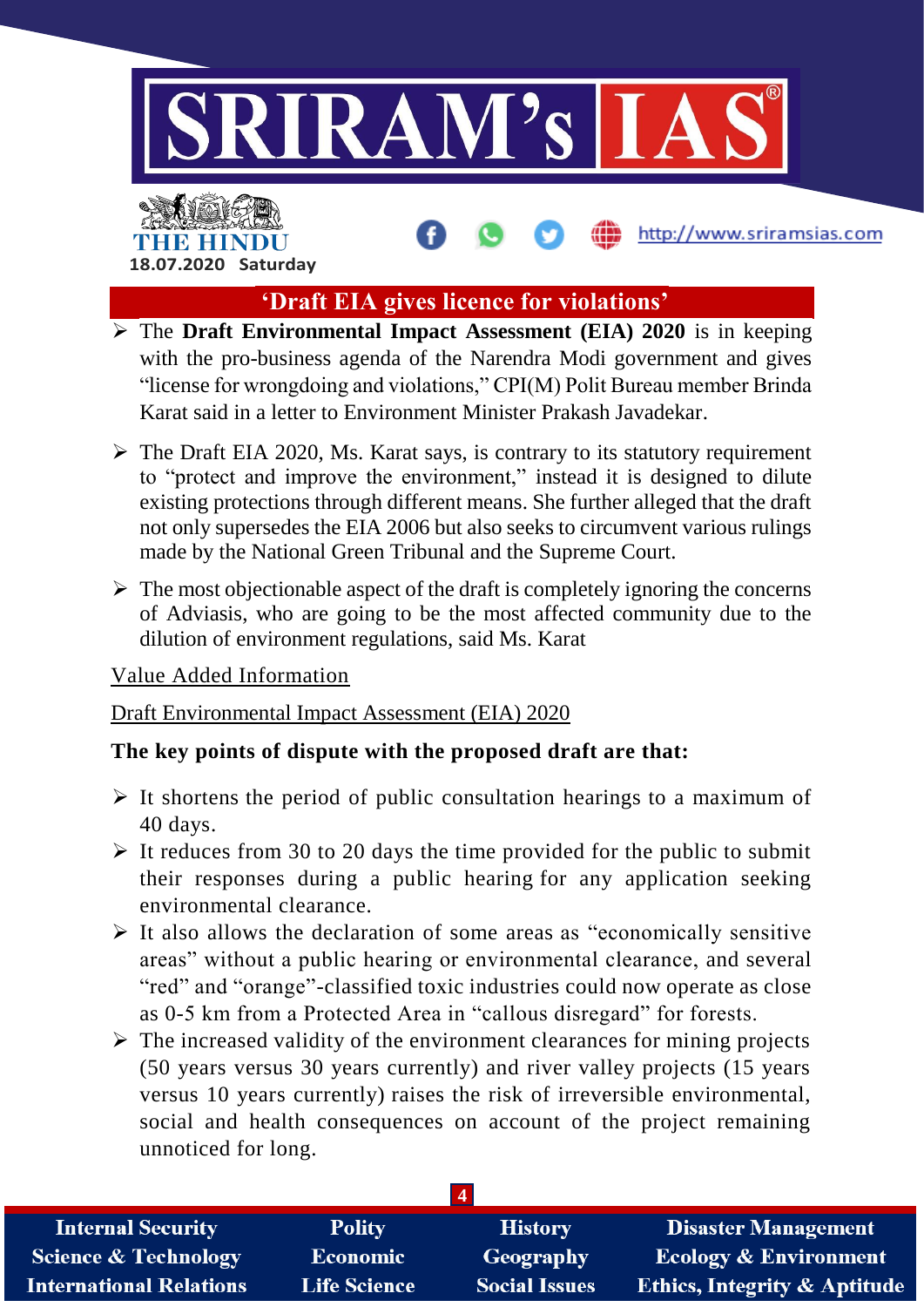## 'Draft EIA gives licence for violations'

- The **Draft Environmental Impact Assessment (EIA) 2020** is in keeping with the pro-business agenda of the Narendra Modi government and gives "license for wrongdoing and violations," CPI(M) Polit Bureau member Brinda Karat said in a letter to Environment Minister Prakash Javadekar.
- The Draft EIA 2020, Ms. Karat says, is contrary to its statutory requirement to "protect and improve the environment," instead it is designed to dilute existing protections through different means. She further alleged that the draft not only supersedes the EIA 2006 but also seeks to circumvent various rulings made by the National Green Tribunal and the Supreme Court.
- The most objectionable aspect of the draft is completely ignoring the concerns of Adviasis, who are going to be the most affected community due to the dilution of environment regulations, said Ms. Karat

Value Added Information

Draft Environmental Impact Assessment (EIA) 2020

**The key points of dispute with the proposed draft are that:**

- It shortens the period of public consultation hearings to a maximum of 40 days.
- It reduces from 30 to 20 days the time provided for the public to submit their responses during a public hearing for any application seeking environmental clearance.
- It also allows the declaration of some areas as "economically sensitive areas" without a public hearing or environmental clearance, and several "red" and "orange"-classified toxic industries could now operate as close as 0-5 km from a Protected Area in "callous disregard" for forests.
- The increased validity of the environment clearances for mining projects (50 years versus 30 years currently) and river valley projects (15 years versus 10 years currently) raises the risk of irreversible environmental, social and health consequences on account of the project remaining unnoticed for long.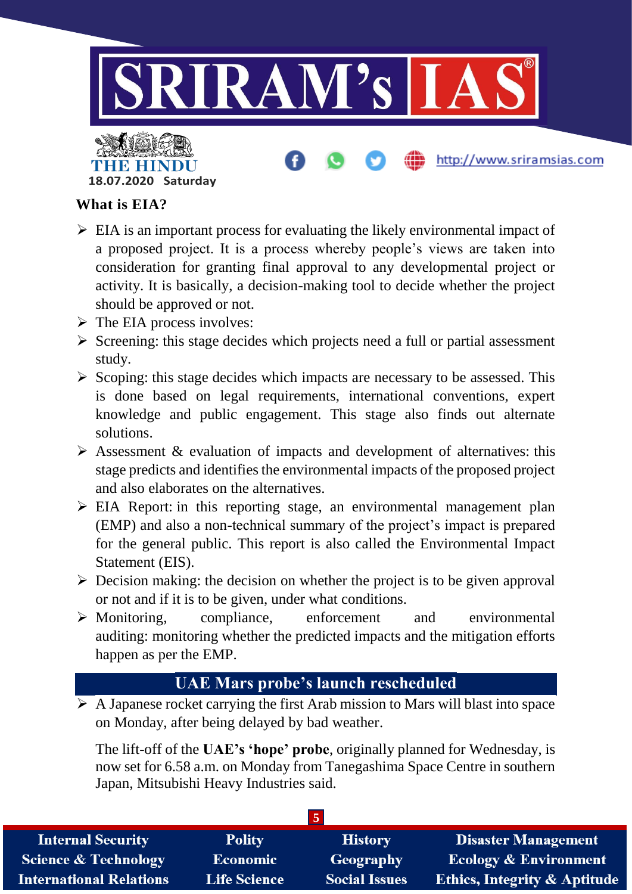### What is EIA?

- EIA is an important process for evaluating the likely environmental impact of a proposed project. It is a process whereby people's views are taken into consideration for granting final approval to any developmental project or activity. It is basically, a decision-making tool to decide whether the project should be approved or not.
- The EIA process involves:
- Screening: this stage decides which projects need a full or partial assessment study.
- Scoping: this stage decides which impacts are necessary to be assessed. This is done based on legal requirements, international conventions, expert knowledge and public engagement. This stage also finds out alternate solutions.
- Assessment & evaluation of impacts and development of alternatives: this stage predicts and identifies the environmental impacts of the proposed project and also elaborates on the alternatives.
- EIA Report: in this reporting stage, an environmental management plan (EMP) and also a non-technical summary of the project's impact is prepared for the general public. This report is also called the Environmental Impact Statement (EIS).
- Decision making: the decision on whether the project is to be given approval or not and if it is to be given, under what conditions.
- Monitoring, compliance, enforcement and environmental auditing: monitoring whether the predicted impacts and the mitigation efforts happen as per the EMP.

## UAE Mars probe's launch rescheduled

- A Japanese rocket carrying the first Arab mission to Mars will blast into space on Monday, after being delayed by bad weather.

  The lift-off of the **UAE's 'hope' probe**, originally planned for Wednesday, is now set for 6.58 a.m. on Monday from Tanegashima Space Centre in southern Japan, Mitsubishi Heavy Industries said.